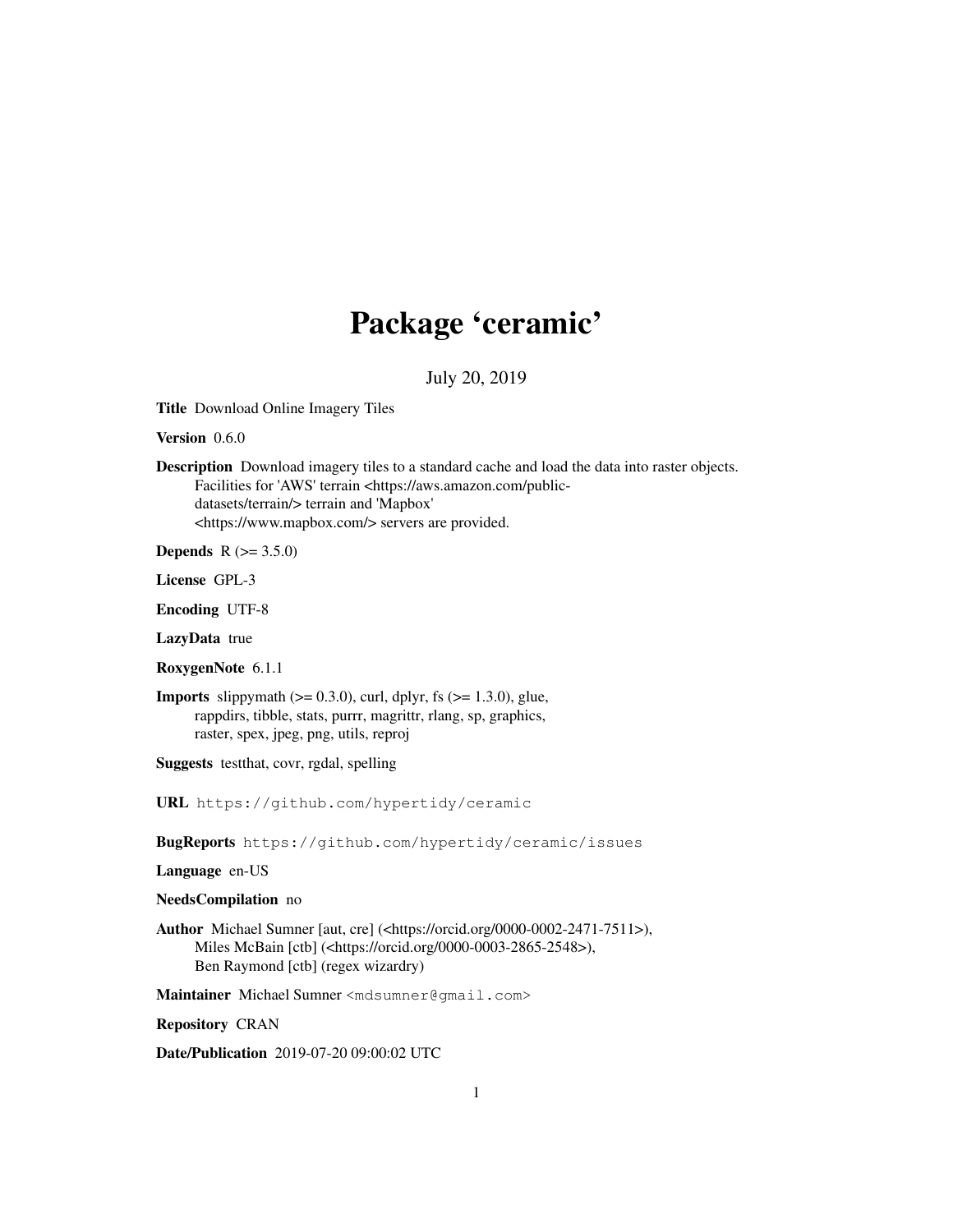# Package 'ceramic'

July 20, 2019

**Title** Download Online Imagery Tiles

**Version** 0.6.0

**Description** Download imagery tiles to a standard cache and load the data into raster objects. Facilities for 'AWS' terrain <https://aws.amazon.com/public-datasets/terrain/> terrain and 'Mapbox' <https://www.mapbox.com/> servers are provided.

**Depends** R (>= 3.5.0)

**License** GPL-3

**Encoding** UTF-8

**LazyData** true

**RoxygenNote** 6.1.1

**Imports** slippymath (>= 0.3.0), curl, dplyr, fs (>= 1.3.0), glue, rappdirs, tibble, stats, purrr, magrittr, rlang, sp, graphics, raster, spex, jpeg, png, utils, reproj

**Suggests** testthat, covr, rgdal, spelling

**URL** `https://github.com/hypertidy/ceramic`

**BugReports** `https://github.com/hypertidy/ceramic/issues`

**Language** en-US

**NeedsCompilation** no

**Author** Michael Sumner [aut, cre] (<https://orcid.org/0000-0002-2471-7511>), Miles McBain [ctb] (<https://orcid.org/0000-0003-2865-2548>), Ben Raymond [ctb] (regex wizardry)

**Maintainer** Michael Sumner <mdsumner@gmail.com>

**Repository** CRAN

**Date/Publication** 2019-07-20 09:00:02 UTC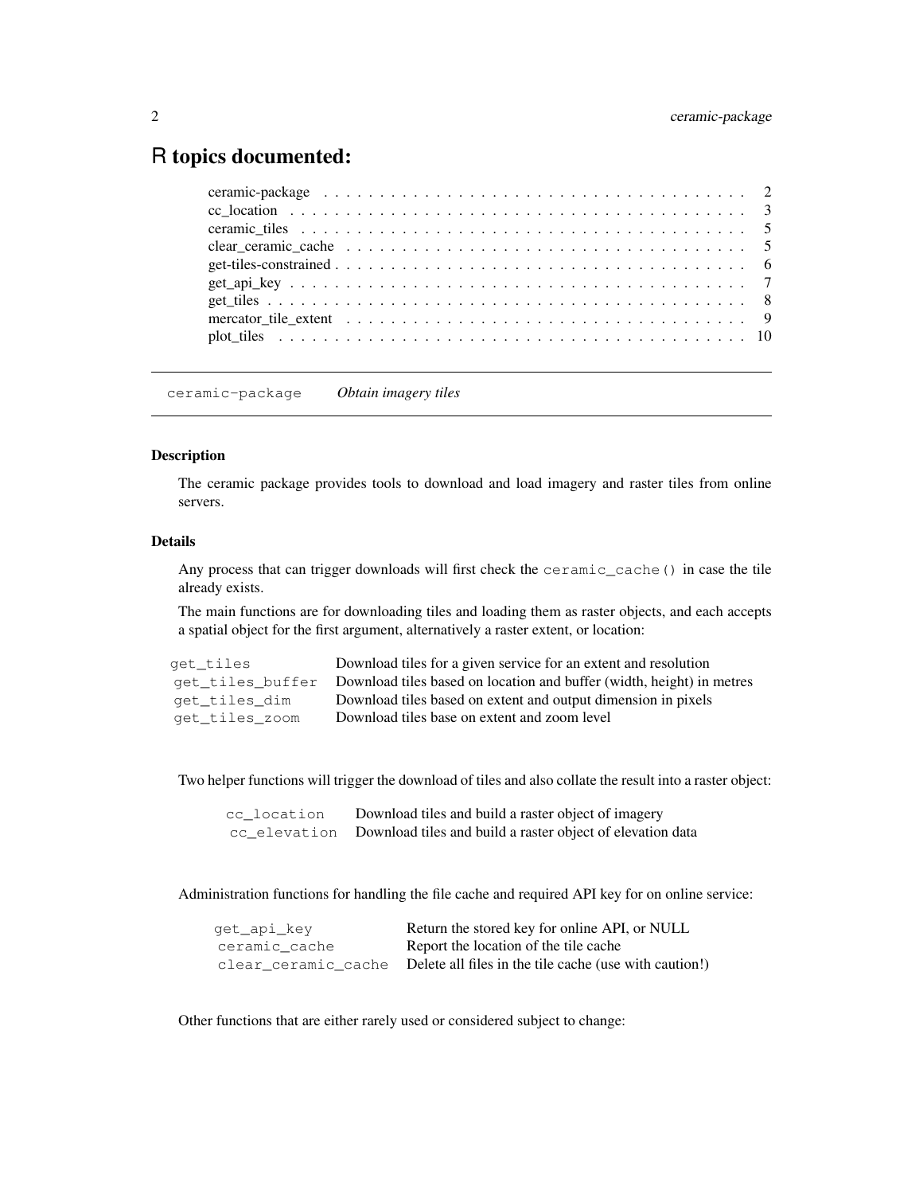# R topics documented:

| | |
|---|---|
| ceramic-package | 2 |
| cc_location | 3 |
| ceramic_tiles | 5 |
| clear_ceramic_cache | 5 |
| get-tiles-constrained | 6 |
| get_api_key | 7 |
| get_tiles | 8 |
| mercator_tile_extent | 9 |
| plot_tiles | 10 |

---

`ceramic-package` *Obtain imagery tiles*

---

### Description

The ceramic package provides tools to download and load imagery and raster tiles from online servers.

### Details

Any process that can trigger downloads will first check the `ceramic_cache()` in case the tile already exists.

The main functions are for downloading tiles and loading them as raster objects, and each accepts a spatial object for the first argument, alternatively a raster extent, or location:

| | |
|---|---|
| `get_tiles` | Download tiles for a given service for an extent and resolution |
| `get_tiles_buffer` | Download tiles based on location and buffer (width, height) in metres |
| `get_tiles_dim` | Download tiles based on extent and output dimension in pixels |
| `get_tiles_zoom` | Download tiles base on extent and zoom level |

Two helper functions will trigger the download of tiles and also collate the result into a raster object:

| | |
|---|---|
| `cc_location` | Download tiles and build a raster object of imagery |
| `cc_elevation` | Download tiles and build a raster object of elevation data |

Administration functions for handling the file cache and required API key for on online service:

| | |
|---|---|
| `get_api_key` | Return the stored key for online API, or NULL |
| `ceramic_cache` | Report the location of the tile cache |
| `clear_ceramic_cache` | Delete all files in the tile cache (use with caution!) |

Other functions that are either rarely used or considered subject to change: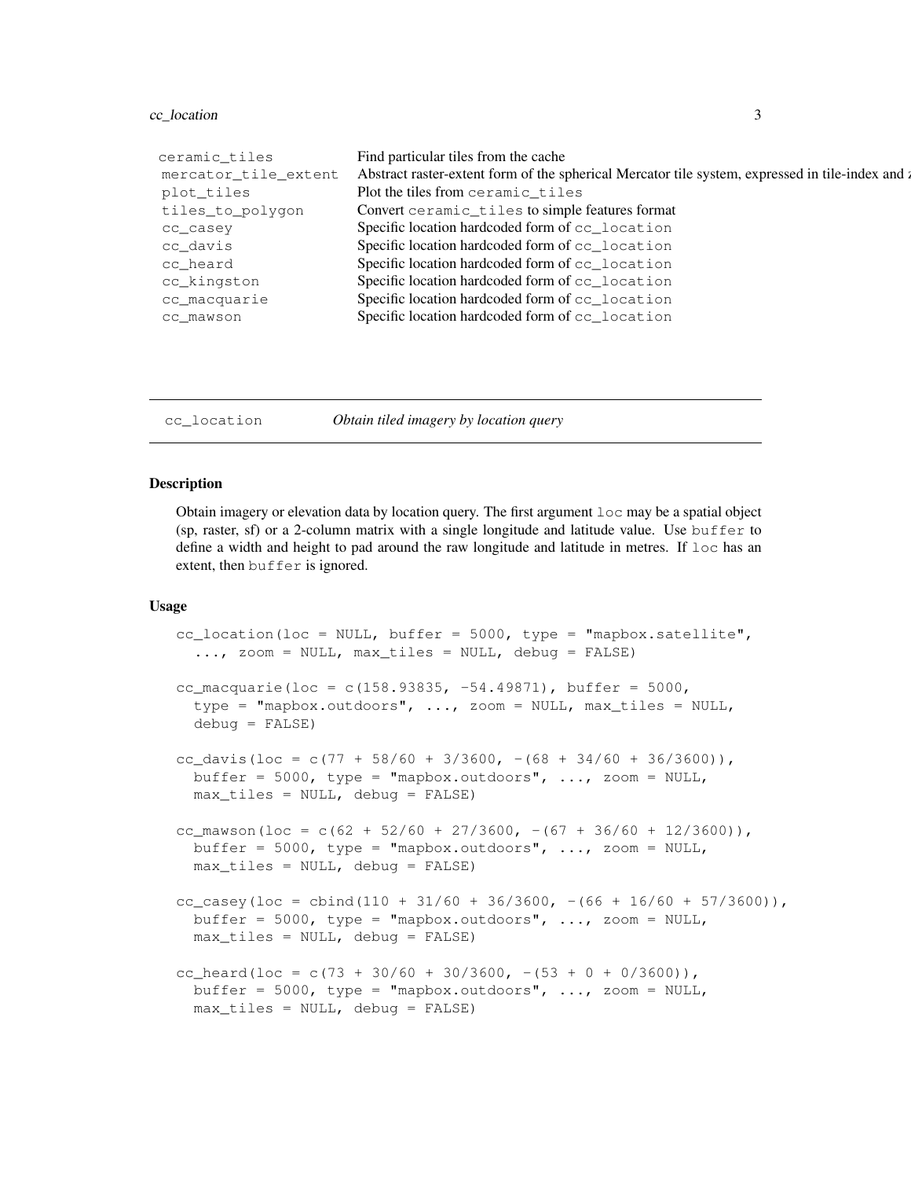| | |
|---|---|
| ceramic_tiles | Find particular tiles from the cache |
| mercator_tile_extent | Abstract raster-extent form of the spherical Mercator tile system, expressed in tile-index and z |
| plot_tiles | Plot the tiles from ceramic_tiles |
| tiles_to_polygon | Convert ceramic_tiles to simple features format |
| cc_casey | Specific location hardcoded form of cc_location |
| cc_davis | Specific location hardcoded form of cc_location |
| cc_heard | Specific location hardcoded form of cc_location |
| cc_kingston | Specific location hardcoded form of cc_location |
| cc_macquarie | Specific location hardcoded form of cc_location |
| cc_mawson | Specific location hardcoded form of cc_location |

---

## cc_location *Obtain tiled imagery by location query*

---

### Description

Obtain imagery or elevation data by location query. The first argument `loc` may be a spatial object (sp, raster, sf) or a 2-column matrix with a single longitude and latitude value. Use `buffer` to define a width and height to pad around the raw longitude and latitude in metres. If `loc` has an extent, then `buffer` is ignored.

### Usage

```
cc_location(loc = NULL, buffer = 5000, type = "mapbox.satellite",
  ..., zoom = NULL, max_tiles = NULL, debug = FALSE)

cc_macquarie(loc = c(158.93835, -54.49871), buffer = 5000,
  type = "mapbox.outdoors", ..., zoom = NULL, max_tiles = NULL,
  debug = FALSE)

cc_davis(loc = c(77 + 58/60 + 3/3600, -(68 + 34/60 + 36/3600)),
  buffer = 5000, type = "mapbox.outdoors", ..., zoom = NULL,
  max_tiles = NULL, debug = FALSE)

cc_mawson(loc = c(62 + 52/60 + 27/3600, -(67 + 36/60 + 12/3600)),
  buffer = 5000, type = "mapbox.outdoors", ..., zoom = NULL,
  max_tiles = NULL, debug = FALSE)

cc_casey(loc = cbind(110 + 31/60 + 36/3600, -(66 + 16/60 + 57/3600)),
  buffer = 5000, type = "mapbox.outdoors", ..., zoom = NULL,
  max_tiles = NULL, debug = FALSE)

cc_heard(loc = c(73 + 30/60 + 30/3600, -(53 + 0 + 0/3600)),
  buffer = 5000, type = "mapbox.outdoors", ..., zoom = NULL,
  max_tiles = NULL, debug = FALSE)
```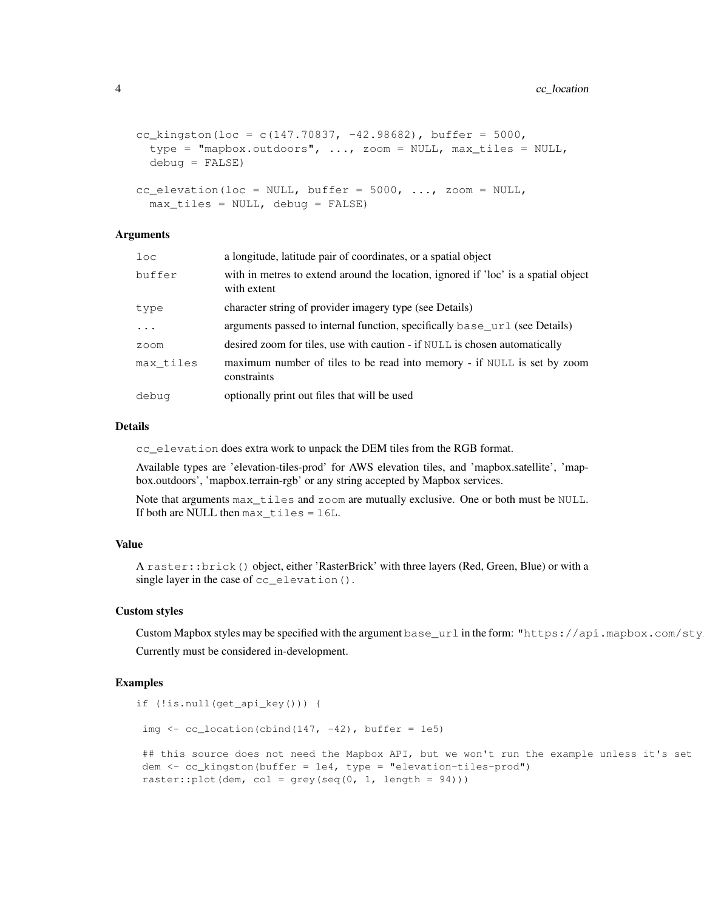```
cc_kingston(loc = c(147.70837, -42.98682), buffer = 5000,
  type = "mapbox.outdoors", ..., zoom = NULL, max_tiles = NULL,
  debug = FALSE)

cc_elevation(loc = NULL, buffer = 5000, ..., zoom = NULL,
  max_tiles = NULL, debug = FALSE)
```

### Arguments

| | |
|---|---|
| `loc` | a longitude, latitude pair of coordinates, or a spatial object |
| `buffer` | with in metres to extend around the location, ignored if 'loc' is a spatial object with extent |
| `type` | character string of provider imagery type (see Details) |
| `...` | arguments passed to internal function, specifically `base_url` (see Details) |
| `zoom` | desired zoom for tiles, use with caution - if `NULL` is chosen automatically |
| `max_tiles` | maximum number of tiles to be read into memory - if `NULL` is set by zoom constraints |
| `debug` | optionally print out files that will be used |

### Details

`cc_elevation` does extra work to unpack the DEM tiles from the RGB format.

Available types are 'elevation-tiles-prod' for AWS elevation tiles, and 'mapbox.satellite', 'mapbox.outdoors', 'mapbox.terrain-rgb' or any string accepted by Mapbox services.

Note that arguments `max_tiles` and `zoom` are mutually exclusive. One or both must be `NULL`. If both are NULL then `max_tiles = 16L`.

### Value

A `raster::brick()` object, either 'RasterBrick' with three layers (Red, Green, Blue) or with a single layer in the case of `cc_elevation()`.

### Custom styles

Custom Mapbox styles may be specified with the argument `base_url` in the form: `"https://api.mapbox.com/sty`

Currently must be considered in-development.

### Examples

```
if (!is.null(get_api_key())) {

 img <- cc_location(cbind(147, -42), buffer = 1e5)

 ## this source does not need the Mapbox API, but we won't run the example unless it's set
 dem <- cc_kingston(buffer = 1e4, type = "elevation-tiles-prod")
 raster::plot(dem, col = grey(seq(0, 1, length = 94)))
```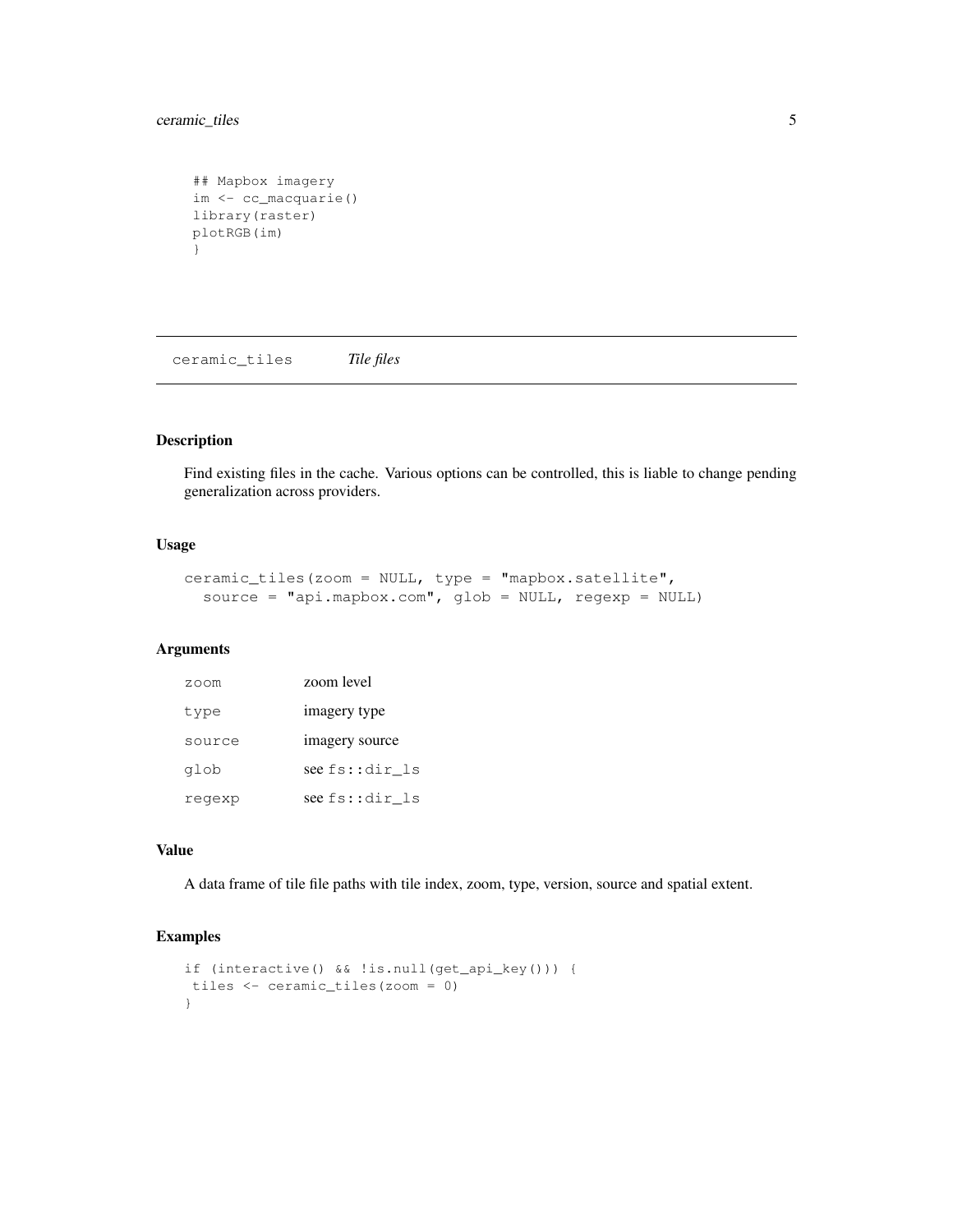```
## Mapbox imagery
im <- cc_macquarie()
library(raster)
plotRGB(im)
}
```

---

## ceramic_tiles *Tile files*

### Description

Find existing files in the cache. Various options can be controlled, this is liable to change pending generalization across providers.

### Usage

```
ceramic_tiles(zoom = NULL, type = "mapbox.satellite",
  source = "api.mapbox.com", glob = NULL, regexp = NULL)
```

### Arguments

| | |
|---|---|
| `zoom` | zoom level |
| `type` | imagery type |
| `source` | imagery source |
| `glob` | see `fs::dir_ls` |
| `regexp` | see `fs::dir_ls` |

### Value

A data frame of tile file paths with tile index, zoom, type, version, source and spatial extent.

### Examples

```
if (interactive() && !is.null(get_api_key())) {
 tiles <- ceramic_tiles(zoom = 0)
}
```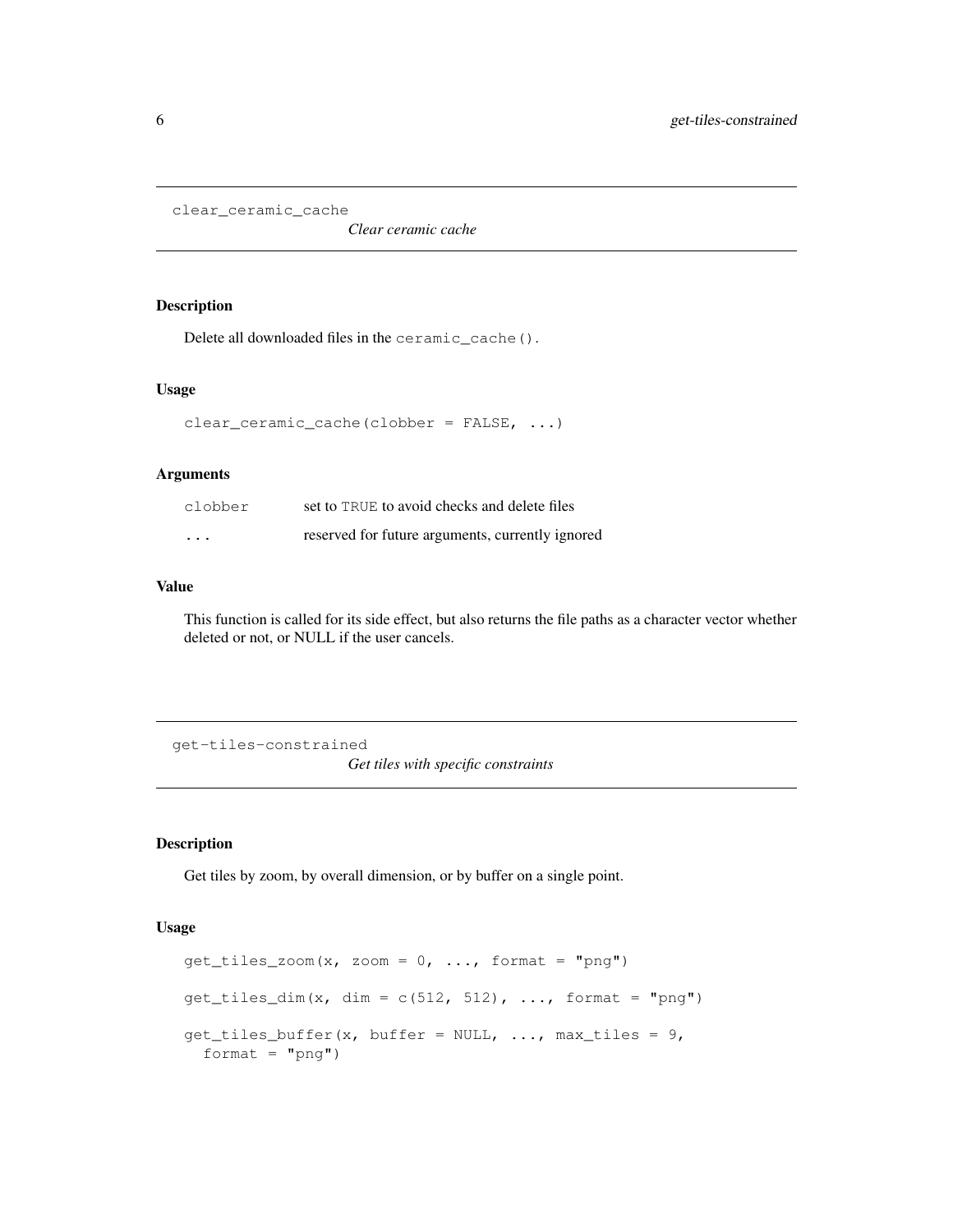## clear_ceramic_cache

*Clear ceramic cache*

### Description

Delete all downloaded files in the `ceramic_cache()`.

### Usage

```
clear_ceramic_cache(clobber = FALSE, ...)
```

### Arguments

| | |
|---|---|
| `clobber` | set to `TRUE` to avoid checks and delete files |
| `...` | reserved for future arguments, currently ignored |

### Value

This function is called for its side effect, but also returns the file paths as a character vector whether deleted or not, or NULL if the user cancels.

## get-tiles-constrained

*Get tiles with specific constraints*

### Description

Get tiles by zoom, by overall dimension, or by buffer on a single point.

### Usage

```
get_tiles_zoom(x, zoom = 0, ..., format = "png")

get_tiles_dim(x, dim = c(512, 512), ..., format = "png")

get_tiles_buffer(x, buffer = NULL, ..., max_tiles = 9,
  format = "png")
```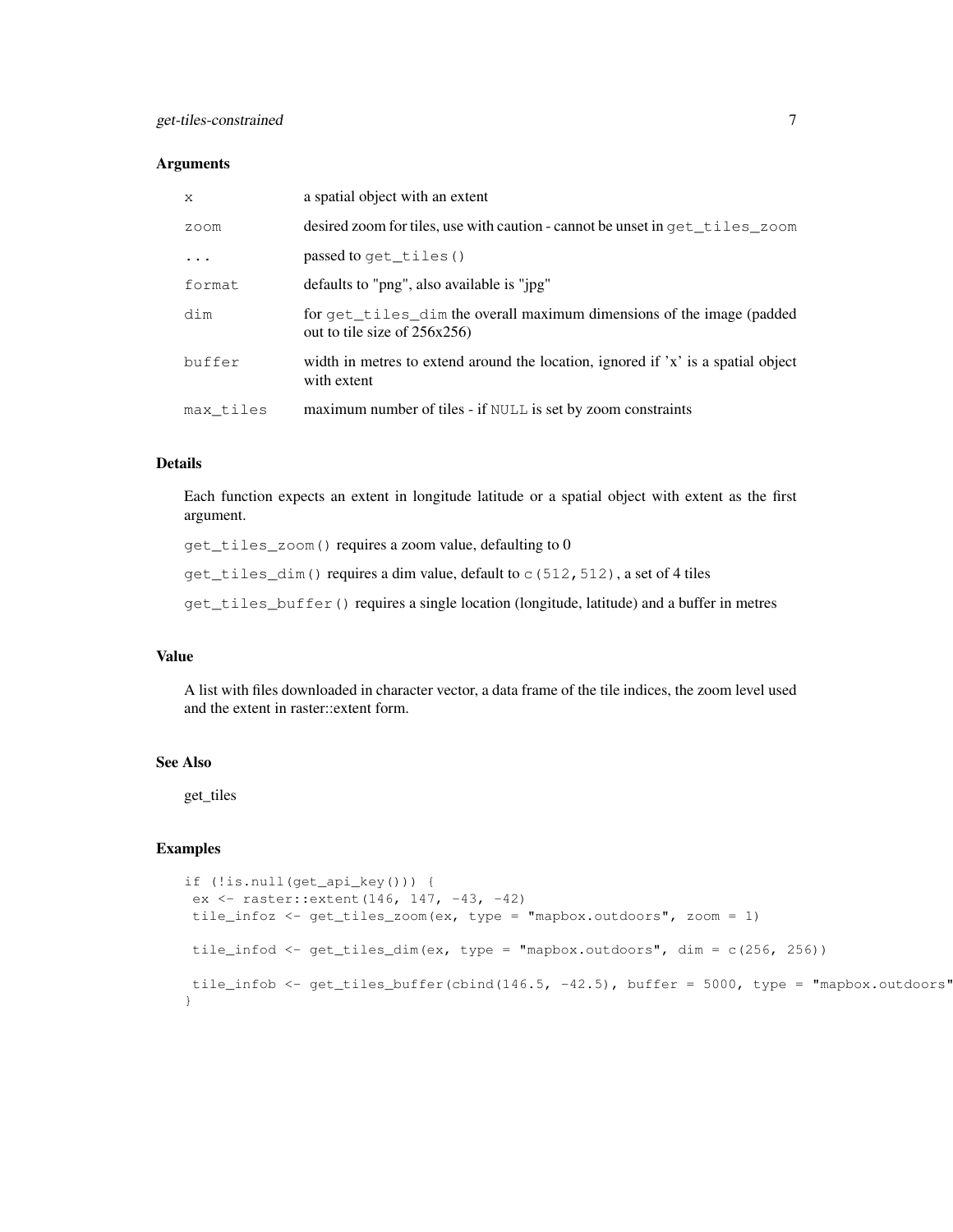### Arguments

| | |
|---|---|
| `x` | a spatial object with an extent |
| `zoom` | desired zoom for tiles, use with caution - cannot be unset in `get_tiles_zoom` |
| `...` | passed to `get_tiles()` |
| `format` | defaults to "png", also available is "jpg" |
| `dim` | for `get_tiles_dim` the overall maximum dimensions of the image (padded out to tile size of 256x256) |
| `buffer` | width in metres to extend around the location, ignored if 'x' is a spatial object with extent |
| `max_tiles` | maximum number of tiles - if `NULL` is set by zoom constraints |

### Details

Each function expects an extent in longitude latitude or a spatial object with extent as the first argument.

`get_tiles_zoom()` requires a zoom value, defaulting to 0

`get_tiles_dim()` requires a dim value, default to `c(512,512)`, a set of 4 tiles

`get_tiles_buffer()` requires a single location (longitude, latitude) and a buffer in metres

### Value

A list with files downloaded in character vector, a data frame of the tile indices, the zoom level used and the extent in raster::extent form.

### See Also

get_tiles

### Examples

```
if (!is.null(get_api_key())) {
 ex <- raster::extent(146, 147, -43, -42)
 tile_infoz <- get_tiles_zoom(ex, type = "mapbox.outdoors", zoom = 1)

 tile_infod <- get_tiles_dim(ex, type = "mapbox.outdoors", dim = c(256, 256))

 tile_infob <- get_tiles_buffer(cbind(146.5, -42.5), buffer = 5000, type = "mapbox.outdoors"
}
```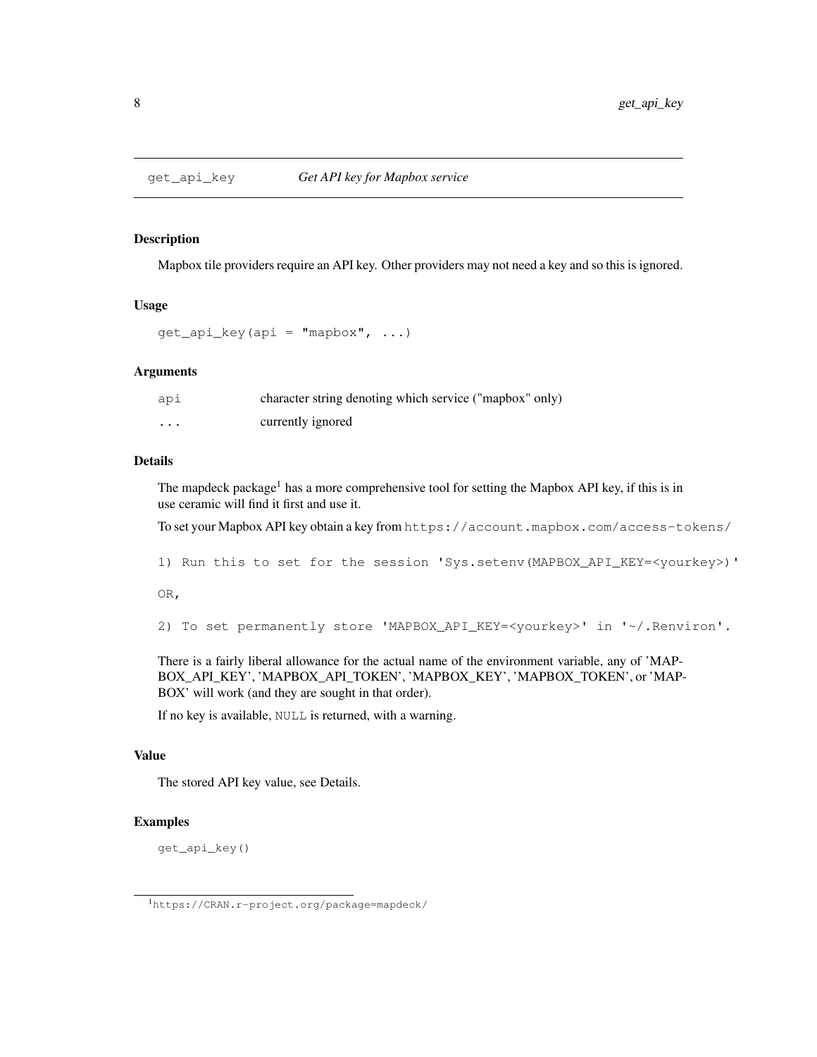## get_api_key — *Get API key for Mapbox service*

### Description

Mapbox tile providers require an API key. Other providers may not need a key and so this is ignored.

### Usage

```
get_api_key(api = "mapbox", ...)
```

### Arguments

| | |
|---|---|
| api | character string denoting which service ("mapbox" only) |
| ... | currently ignored |

### Details

The mapdeck package[1] has a more comprehensive tool for setting the Mapbox API key, if this is in use ceramic will find it first and use it.

To set your Mapbox API key obtain a key from `https://account.mapbox.com/access-tokens/`

```
1) Run this to set for the session 'Sys.setenv(MAPBOX_API_KEY=<yourkey>)'

OR,

2) To set permanently store 'MAPBOX_API_KEY=<yourkey>' in '~/.Renviron'.
```

There is a fairly liberal allowance for the actual name of the environment variable, any of 'MAPBOX_API_KEY', 'MAPBOX_API_TOKEN', 'MAPBOX_KEY', 'MAPBOX_TOKEN', or 'MAPBOX' will work (and they are sought in that order).

If no key is available, `NULL` is returned, with a warning.

### Value

The stored API key value, see Details.

### Examples

```
get_api_key()
```

[1] `https://CRAN.r-project.org/package=mapdeck/`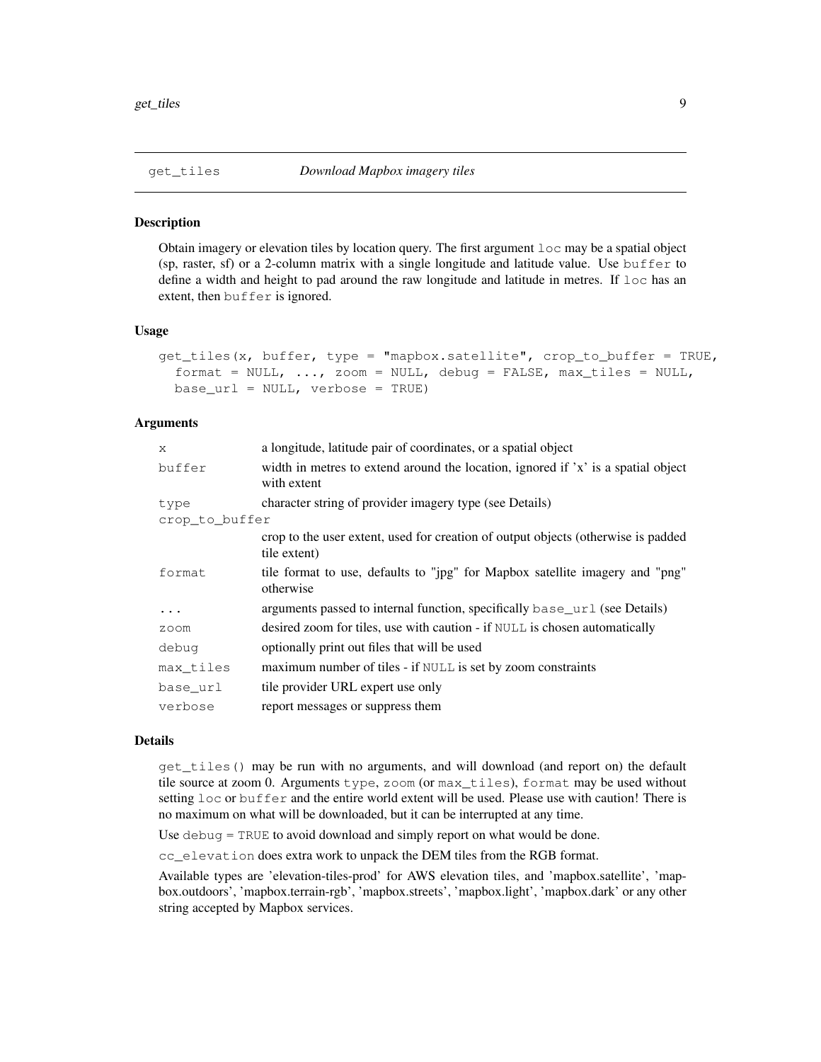## get_tiles — *Download Mapbox imagery tiles*

### Description

Obtain imagery or elevation tiles by location query. The first argument `loc` may be a spatial object (sp, raster, sf) or a 2-column matrix with a single longitude and latitude value. Use `buffer` to define a width and height to pad around the raw longitude and latitude in metres. If `loc` has an extent, then `buffer` is ignored.

### Usage

```
get_tiles(x, buffer, type = "mapbox.satellite", crop_to_buffer = TRUE,
  format = NULL, ..., zoom = NULL, debug = FALSE, max_tiles = NULL,
  base_url = NULL, verbose = TRUE)
```

### Arguments

| Argument | Description |
|---|---|
| `x` | a longitude, latitude pair of coordinates, or a spatial object |
| `buffer` | width in metres to extend around the location, ignored if 'x' is a spatial object with extent |
| `type` | character string of provider imagery type (see Details) |
| `crop_to_buffer` | crop to the user extent, used for creation of output objects (otherwise is padded tile extent) |
| `format` | tile format to use, defaults to "jpg" for Mapbox satellite imagery and "png" otherwise |
| `...` | arguments passed to internal function, specifically `base_url` (see Details) |
| `zoom` | desired zoom for tiles, use with caution - if `NULL` is chosen automatically |
| `debug` | optionally print out files that will be used |
| `max_tiles` | maximum number of tiles - if `NULL` is set by zoom constraints |
| `base_url` | tile provider URL expert use only |
| `verbose` | report messages or suppress them |

### Details

`get_tiles()` may be run with no arguments, and will download (and report on) the default tile source at zoom 0. Arguments `type`, `zoom` (or `max_tiles`), `format` may be used without setting `loc` or `buffer` and the entire world extent will be used. Please use with caution! There is no maximum on what will be downloaded, but it can be interrupted at any time.

Use `debug = TRUE` to avoid download and simply report on what would be done.

`cc_elevation` does extra work to unpack the DEM tiles from the RGB format.

Available types are 'elevation-tiles-prod' for AWS elevation tiles, and 'mapbox.satellite', 'mapbox.outdoors', 'mapbox.terrain-rgb', 'mapbox.streets', 'mapbox.light', 'mapbox.dark' or any other string accepted by Mapbox services.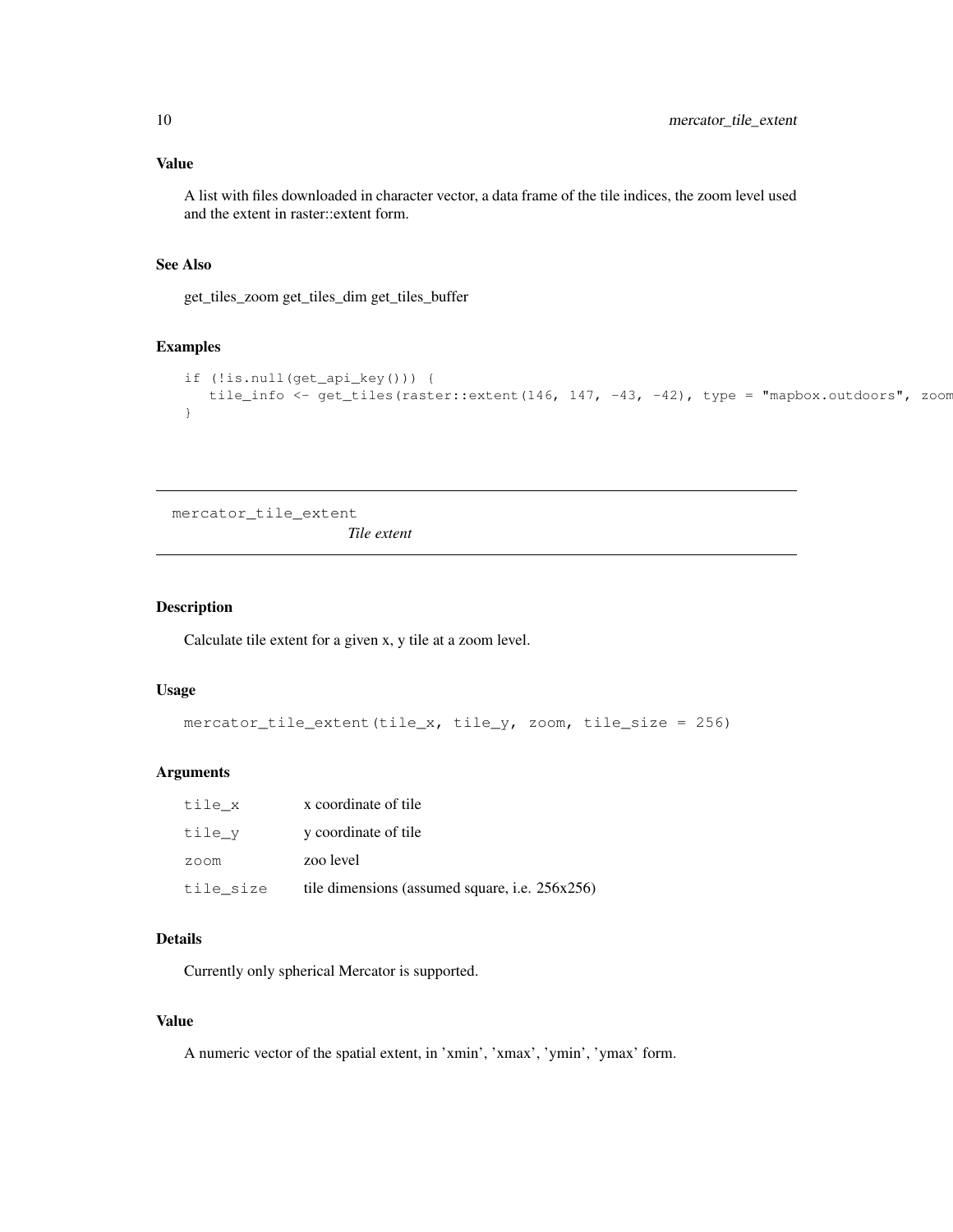### Value

A list with files downloaded in character vector, a data frame of the tile indices, the zoom level used and the extent in raster::extent form.

### See Also

get_tiles_zoom get_tiles_dim get_tiles_buffer

### Examples

```
if (!is.null(get_api_key())) {
   tile_info <- get_tiles(raster::extent(146, 147, -43, -42), type = "mapbox.outdoors", zoom
}
```

---

## mercator_tile_extent

*Tile extent*

---

### Description

Calculate tile extent for a given x, y tile at a zoom level.

### Usage

```
mercator_tile_extent(tile_x, tile_y, zoom, tile_size = 256)
```

### Arguments

| | |
|---|---|
| tile_x | x coordinate of tile |
| tile_y | y coordinate of tile |
| zoom | zoo level |
| tile_size | tile dimensions (assumed square, i.e. 256x256) |

### Details

Currently only spherical Mercator is supported.

### Value

A numeric vector of the spatial extent, in 'xmin', 'xmax', 'ymin', 'ymax' form.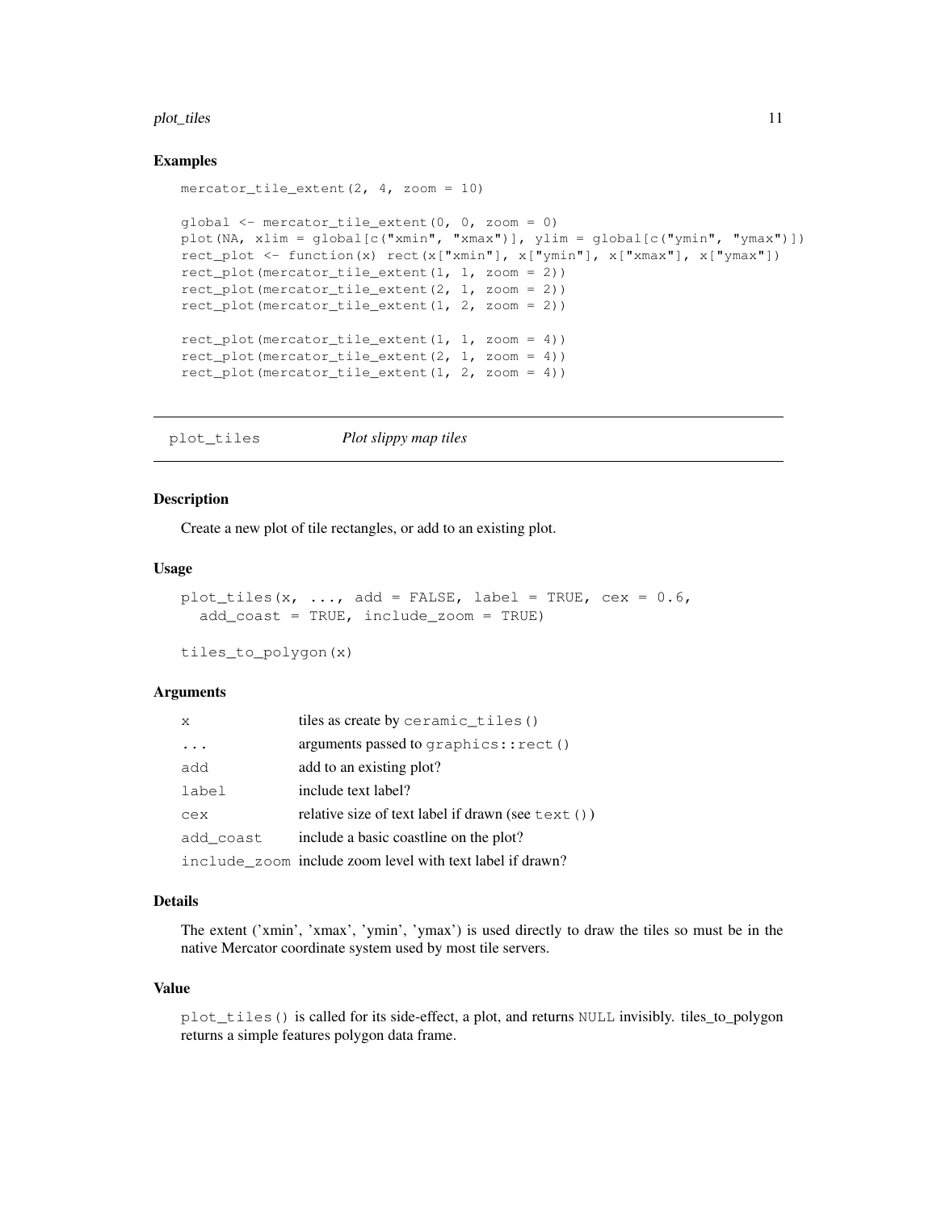### Examples

```
mercator_tile_extent(2, 4, zoom = 10)

global <- mercator_tile_extent(0, 0, zoom = 0)
plot(NA, xlim = global[c("xmin", "xmax")], ylim = global[c("ymin", "ymax")])
rect_plot <- function(x) rect(x["xmin"], x["ymin"], x["xmax"], x["ymax"])
rect_plot(mercator_tile_extent(1, 1, zoom = 2))
rect_plot(mercator_tile_extent(2, 1, zoom = 2))
rect_plot(mercator_tile_extent(1, 2, zoom = 2))

rect_plot(mercator_tile_extent(1, 1, zoom = 4))
rect_plot(mercator_tile_extent(2, 1, zoom = 4))
rect_plot(mercator_tile_extent(1, 2, zoom = 4))
```

---

## plot_tiles *Plot slippy map tiles*

### Description

Create a new plot of tile rectangles, or add to an existing plot.

### Usage

```
plot_tiles(x, ..., add = FALSE, label = TRUE, cex = 0.6,
  add_coast = TRUE, include_zoom = TRUE)

tiles_to_polygon(x)
```

### Arguments

| | |
|---|---|
| `x` | tiles as create by `ceramic_tiles()` |
| `...` | arguments passed to `graphics::rect()` |
| `add` | add to an existing plot? |
| `label` | include text label? |
| `cex` | relative size of text label if drawn (see `text()`) |
| `add_coast` | include a basic coastline on the plot? |
| `include_zoom` | include zoom level with text label if drawn? |

### Details

The extent ('xmin', 'xmax', 'ymin', 'ymax') is used directly to draw the tiles so must be in the native Mercator coordinate system used by most tile servers.

### Value

`plot_tiles()` is called for its side-effect, a plot, and returns `NULL` invisibly. tiles_to_polygon returns a simple features polygon data frame.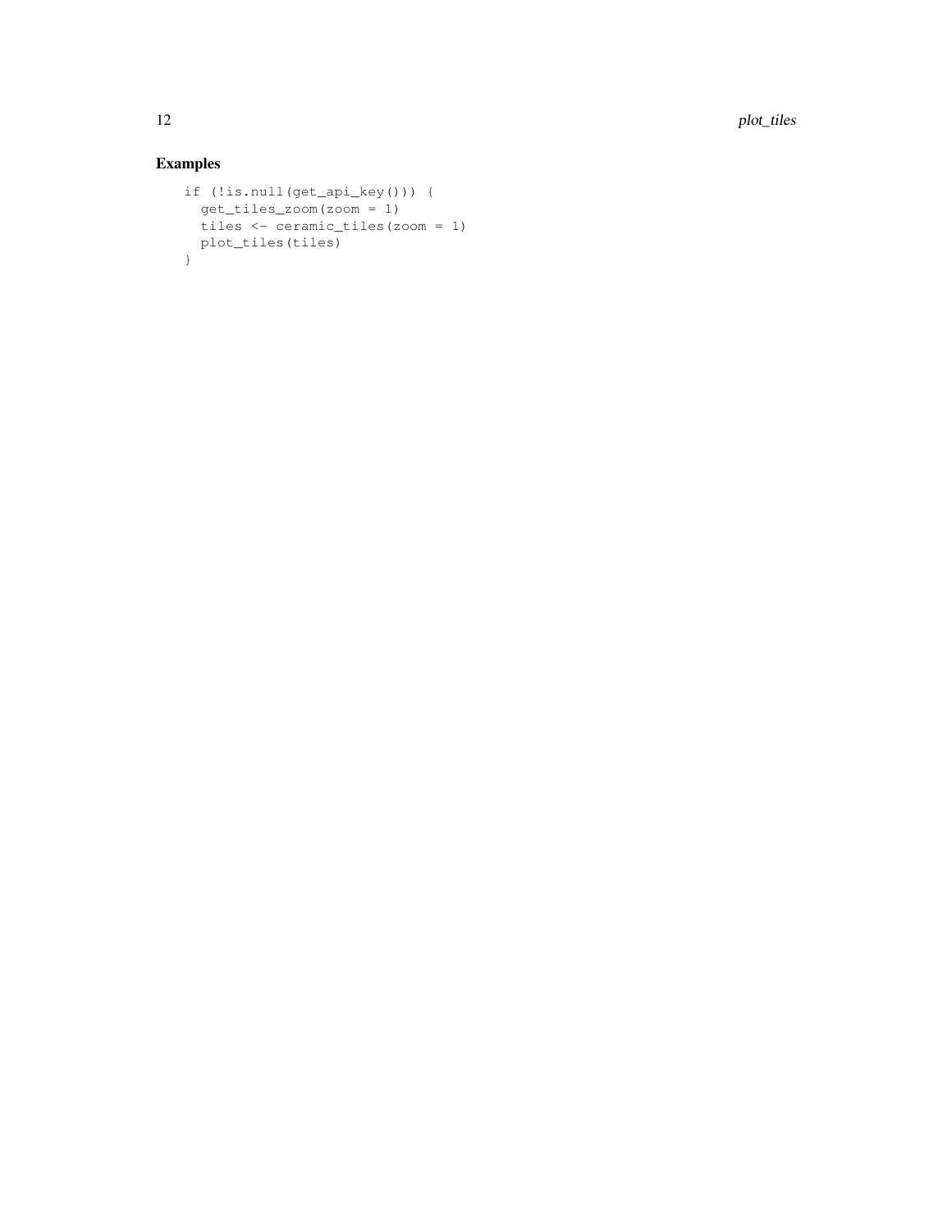## Examples

```
if (!is.null(get_api_key())) {
  get_tiles_zoom(zoom = 1)
  tiles <- ceramic_tiles(zoom = 1)
  plot_tiles(tiles)
}
```